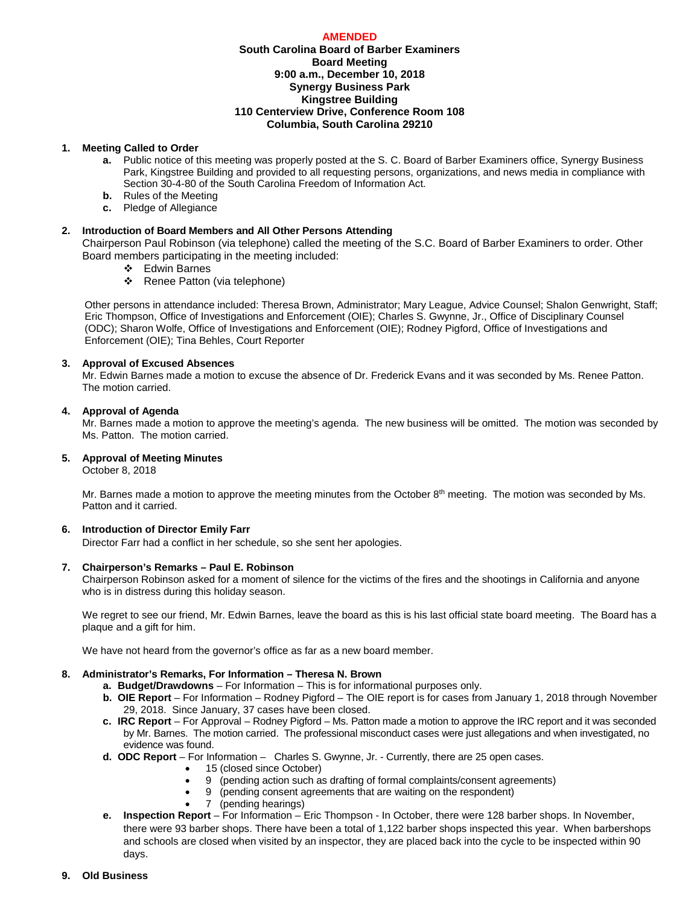**AMENDED**

**South Carolina Board of Barber Examiners**
**Board Meeting**
**9:00 a.m., December 10, 2018**
**Synergy Business Park**
**Kingstree Building**
**110 Centerview Drive, Conference Room 108**
**Columbia, South Carolina 29210**

1. **Meeting Called to Order**
   - **a.** Public notice of this meeting was properly posted at the S. C. Board of Barber Examiners office, Synergy Business Park, Kingstree Building and provided to all requesting persons, organizations, and news media in compliance with Section 30-4-80 of the South Carolina Freedom of Information Act.
   - **b.** Rules of the Meeting
   - **c.** Pledge of Allegiance

2. **Introduction of Board Members and All Other Persons Attending**
   Chairperson Paul Robinson (via telephone) called the meeting of the S.C. Board of Barber Examiners to order. Other Board members participating in the meeting included:
   - Edwin Barnes
   - Renee Patton (via telephone)

   Other persons in attendance included: Theresa Brown, Administrator; Mary League, Advice Counsel; Shalon Genwright, Staff; Eric Thompson, Office of Investigations and Enforcement (OIE); Charles S. Gwynne, Jr., Office of Disciplinary Counsel (ODC); Sharon Wolfe, Office of Investigations and Enforcement (OIE); Rodney Pigford, Office of Investigations and Enforcement (OIE); Tina Behles, Court Reporter

3. **Approval of Excused Absences**
   Mr. Edwin Barnes made a motion to excuse the absence of Dr. Frederick Evans and it was seconded by Ms. Renee Patton. The motion carried.

4. **Approval of Agenda**
   Mr. Barnes made a motion to approve the meeting's agenda. The new business will be omitted. The motion was seconded by Ms. Patton. The motion carried.

5. **Approval of Meeting Minutes**
   October 8, 2018

   Mr. Barnes made a motion to approve the meeting minutes from the October 8th meeting. The motion was seconded by Ms. Patton and it carried.

6. **Introduction of Director Emily Farr**
   Director Farr had a conflict in her schedule, so she sent her apologies.

7. **Chairperson's Remarks – Paul E. Robinson**
   Chairperson Robinson asked for a moment of silence for the victims of the fires and the shootings in California and anyone who is in distress during this holiday season.

   We regret to see our friend, Mr. Edwin Barnes, leave the board as this is his last official state board meeting. The Board has a plaque and a gift for him.

   We have not heard from the governor's office as far as a new board member.

8. **Administrator's Remarks, For Information – Theresa N. Brown**
   - **a. Budget/Drawdowns** – For Information – This is for informational purposes only.
   - **b. OIE Report** – For Information – Rodney Pigford – The OIE report is for cases from January 1, 2018 through November 29, 2018. Since January, 37 cases have been closed.
   - **c. IRC Report** – For Approval – Rodney Pigford – Ms. Patton made a motion to approve the IRC report and it was seconded by Mr. Barnes. The motion carried. The professional misconduct cases were just allegations and when investigated, no evidence was found.
   - **d. ODC Report** – For Information – Charles S. Gwynne, Jr. - Currently, there are 25 open cases.
     - 15 (closed since October)
     - 9 (pending action such as drafting of formal complaints/consent agreements)
     - 9 (pending consent agreements that are waiting on the respondent)
     - 7 (pending hearings)
   - **e. Inspection Report** – For Information – Eric Thompson - In October, there were 128 barber shops. In November, there were 93 barber shops. There have been a total of 1,122 barber shops inspected this year. When barbershops and schools are closed when visited by an inspector, they are placed back into the cycle to be inspected within 90 days.

9. **Old Business**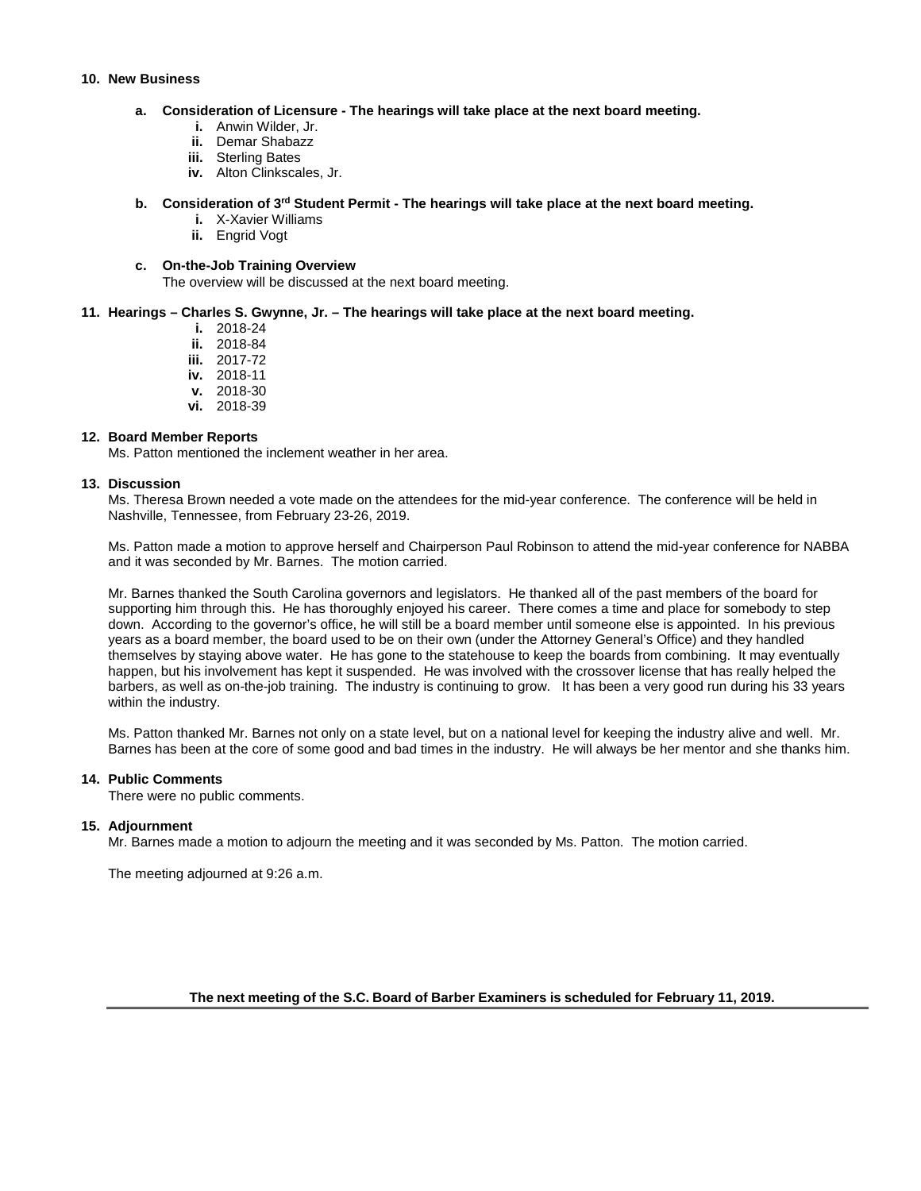**10. New Business**

**a. Consideration of Licensure - The hearings will take place at the next board meeting.**

i. Anwin Wilder, Jr.
ii. Demar Shabazz
iii. Sterling Bates
iv. Alton Clinkscales, Jr.

**b. Consideration of 3rd Student Permit - The hearings will take place at the next board meeting.**

i. X-Xavier Williams
ii. Engrid Vogt

**c. On-the-Job Training Overview**

The overview will be discussed at the next board meeting.

**11. Hearings – Charles S. Gwynne, Jr. – The hearings will take place at the next board meeting.**

i. 2018-24
ii. 2018-84
iii. 2017-72
iv. 2018-11
v. 2018-30
vi. 2018-39

**12. Board Member Reports**

Ms. Patton mentioned the inclement weather in her area.

**13. Discussion**

Ms. Theresa Brown needed a vote made on the attendees for the mid-year conference. The conference will be held in Nashville, Tennessee, from February 23-26, 2019.

Ms. Patton made a motion to approve herself and Chairperson Paul Robinson to attend the mid-year conference for NABBA and it was seconded by Mr. Barnes. The motion carried.

Mr. Barnes thanked the South Carolina governors and legislators. He thanked all of the past members of the board for supporting him through this. He has thoroughly enjoyed his career. There comes a time and place for somebody to step down. According to the governor's office, he will still be a board member until someone else is appointed. In his previous years as a board member, the board used to be on their own (under the Attorney General's Office) and they handled themselves by staying above water. He has gone to the statehouse to keep the boards from combining. It may eventually happen, but his involvement has kept it suspended. He was involved with the crossover license that has really helped the barbers, as well as on-the-job training. The industry is continuing to grow. It has been a very good run during his 33 years within the industry.

Ms. Patton thanked Mr. Barnes not only on a state level, but on a national level for keeping the industry alive and well. Mr. Barnes has been at the core of some good and bad times in the industry. He will always be her mentor and she thanks him.

**14. Public Comments**

There were no public comments.

**15. Adjournment**

Mr. Barnes made a motion to adjourn the meeting and it was seconded by Ms. Patton. The motion carried.

The meeting adjourned at 9:26 a.m.

**The next meeting of the S.C. Board of Barber Examiners is scheduled for February 11, 2019.**